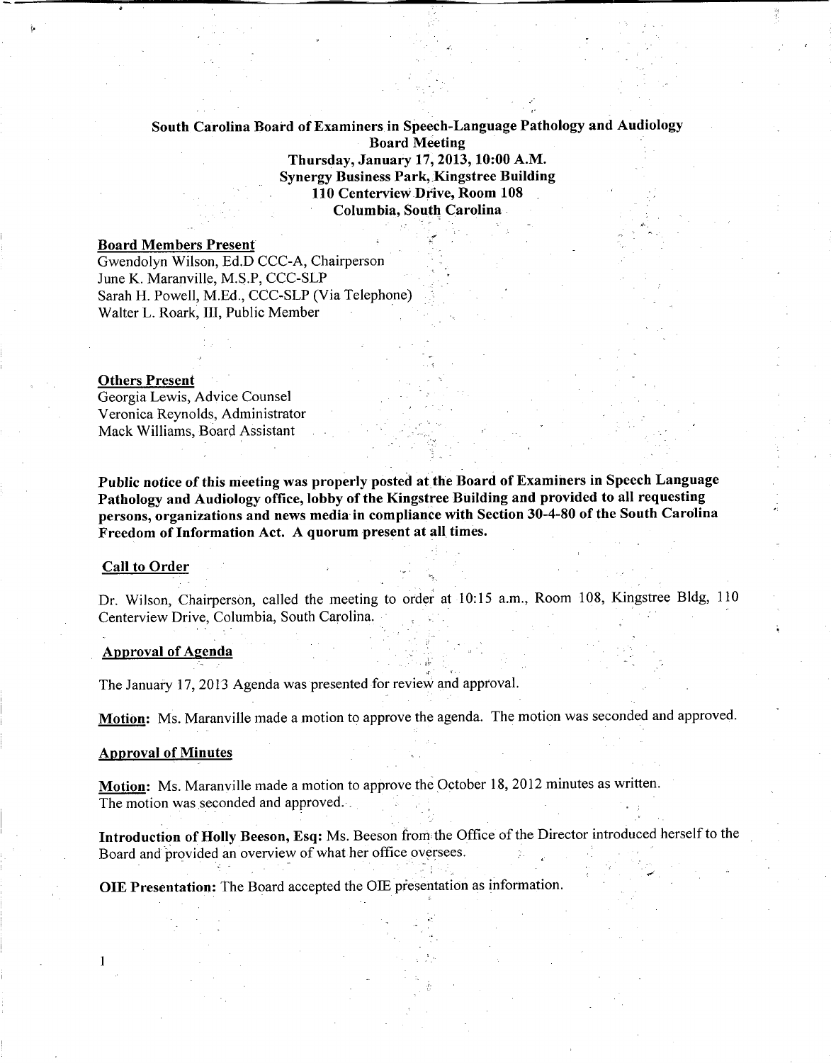# South Carolina Board of Examiners in Speech-Language Pathology and Audiology

**Board Meeting**
**Thursday, January 17, 2013, 10:00 A.M.**
**Synergy Business Park, Kingstree Building**
**110 Centerview Drive, Room 108**
**Columbia, South Carolina**

## Board Members Present

Gwendolyn Wilson, Ed.D CCC-A, Chairperson
June K. Maranville, M.S.P, CCC-SLP
Sarah H. Powell, M.Ed., CCC-SLP (Via Telephone)
Walter L. Roark, III, Public Member

## Others Present

Georgia Lewis, Advice Counsel
Veronica Reynolds, Administrator
Mack Williams, Board Assistant

**Public notice of this meeting was properly posted at the Board of Examiners in Speech Language Pathology and Audiology office, lobby of the Kingstree Building and provided to all requesting persons, organizations and news media in compliance with Section 30-4-80 of the South Carolina Freedom of Information Act. A quorum present at all times.**

## Call to Order

Dr. Wilson, Chairperson, called the meeting to order at 10:15 a.m., Room 108, Kingstree Bldg, 110 Centerview Drive, Columbia, South Carolina.

## Approval of Agenda

The January 17, 2013 Agenda was presented for review and approval.

**Motion:** Ms. Maranville made a motion to approve the agenda. The motion was seconded and approved.

## Approval of Minutes

**Motion:** Ms. Maranville made a motion to approve the October 18, 2012 minutes as written. The motion was seconded and approved.

**Introduction of Holly Beeson, Esq:** Ms. Beeson from the Office of the Director introduced herself to the Board and provided an overview of what her office oversees.

**OIE Presentation:** The Board accepted the OIE presentation as information.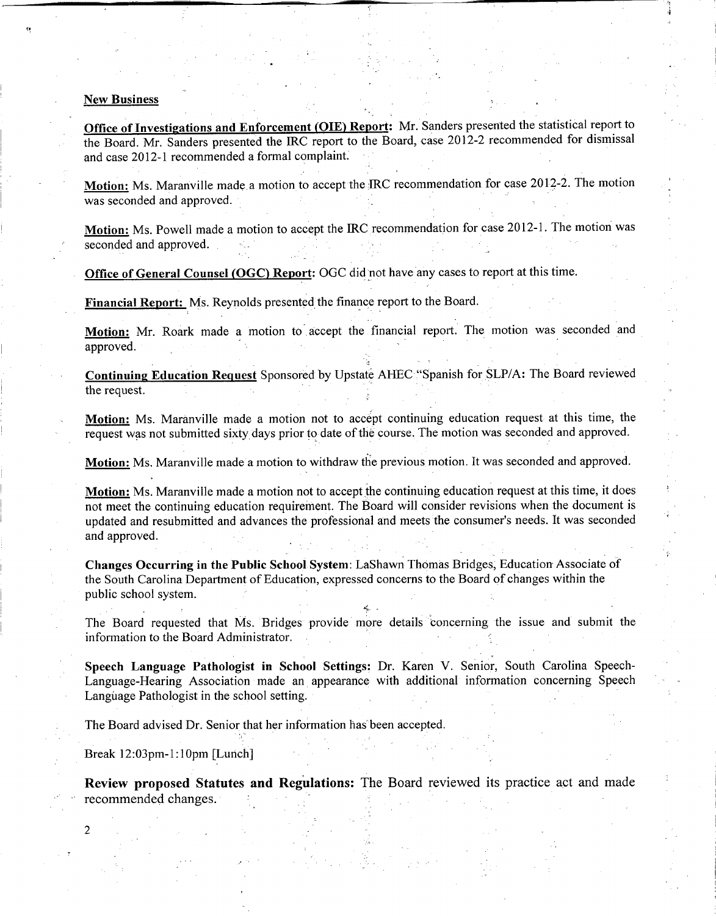## New Business

**Office of Investigations and Enforcement (OIE) Report:** Mr. Sanders presented the statistical report to the Board. Mr. Sanders presented the IRC report to the Board, case 2012-2 recommended for dismissal and case 2012-1 recommended a formal complaint.

**Motion:** Ms. Maranville made a motion to accept the IRC recommendation for case 2012-2. The motion was seconded and approved.

**Motion:** Ms. Powell made a motion to accept the IRC recommendation for case 2012-1. The motion was seconded and approved.

**Office of General Counsel (OGC) Report:** OGC did not have any cases to report at this time.

**Financial Report:** Ms. Reynolds presented the finance report to the Board.

**Motion:** Mr. Roark made a motion to accept the financial report. The motion was seconded and approved.

**Continuing Education Request** Sponsored by Upstate AHEC "Spanish for SLP/A: The Board reviewed the request.

**Motion:** Ms. Maranville made a motion not to accept continuing education request at this time, the request was not submitted sixty days prior to date of the course. The motion was seconded and approved.

**Motion:** Ms. Maranville made a motion to withdraw the previous motion. It was seconded and approved.

**Motion:** Ms. Maranville made a motion not to accept the continuing education request at this time, it does not meet the continuing education requirement. The Board will consider revisions when the document is updated and resubmitted and advances the professional and meets the consumer's needs. It was seconded and approved.

**Changes Occurring in the Public School System:** LaShawn Thomas Bridges, Education Associate of the South Carolina Department of Education, expressed concerns to the Board of changes within the public school system.

The Board requested that Ms. Bridges provide more details concerning the issue and submit the information to the Board Administrator.

**Speech Language Pathologist in School Settings:** Dr. Karen V. Senior, South Carolina Speech-Language-Hearing Association made an appearance with additional information concerning Speech Language Pathologist in the school setting.

The Board advised Dr. Senior that her information has been accepted.

Break 12:03pm-1:10pm [Lunch]

**Review proposed Statutes and Regulations:** The Board reviewed its practice act and made recommended changes.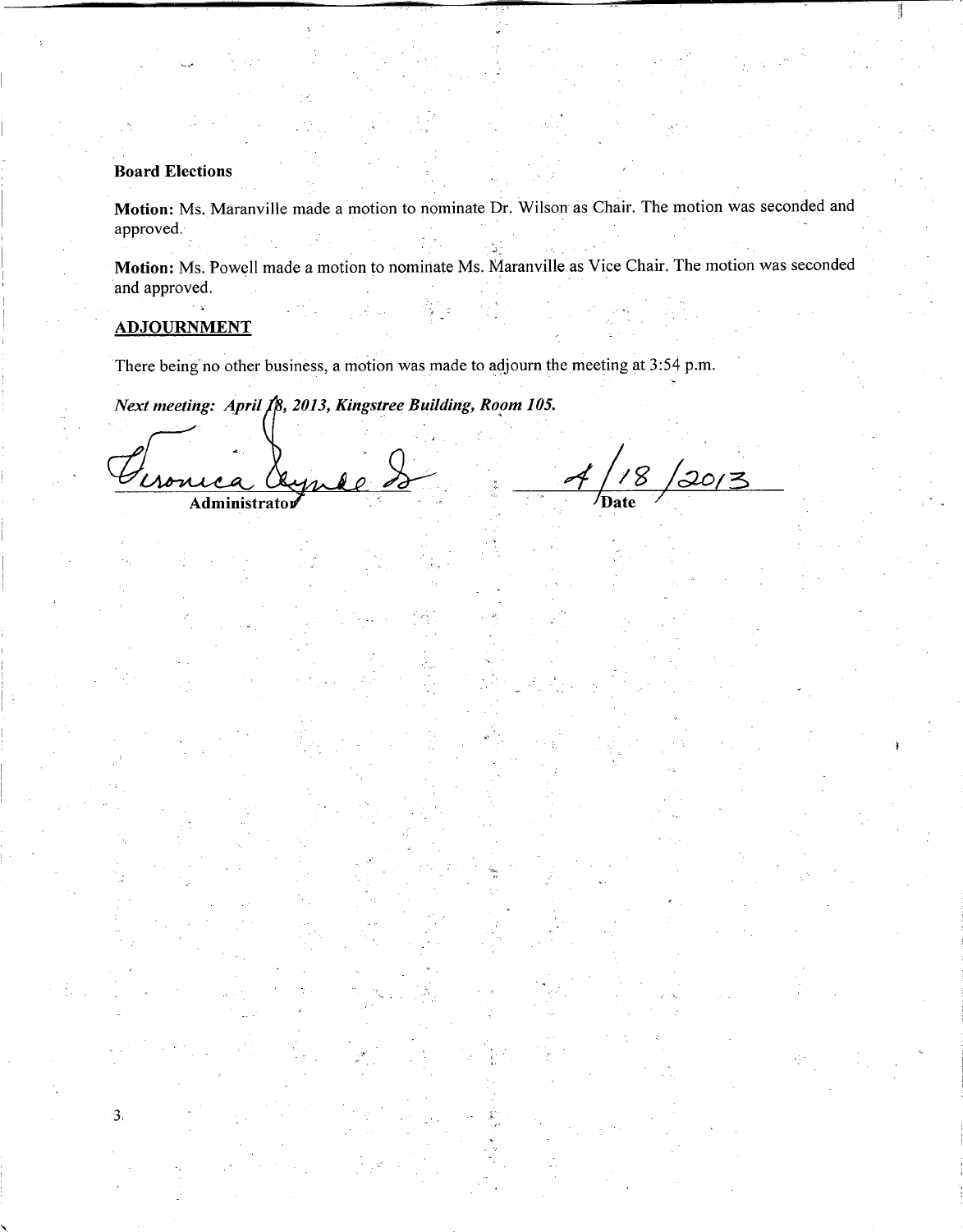**Board Elections**

**Motion:** Ms. Maranville made a motion to nominate Dr. Wilson as Chair. The motion was seconded and approved.

**Motion:** Ms. Powell made a motion to nominate Ms. Maranville as Vice Chair. The motion was seconded and approved.

**ADJOURNMENT**

There being no other business, a motion was made to adjourn the meeting at 3:54 p.m.

***Next meeting: April 18, 2013, Kingstree Building, Room 105.***

Veronica Lynde Sr  
**Administrator**

4/18/2013  
**Date**